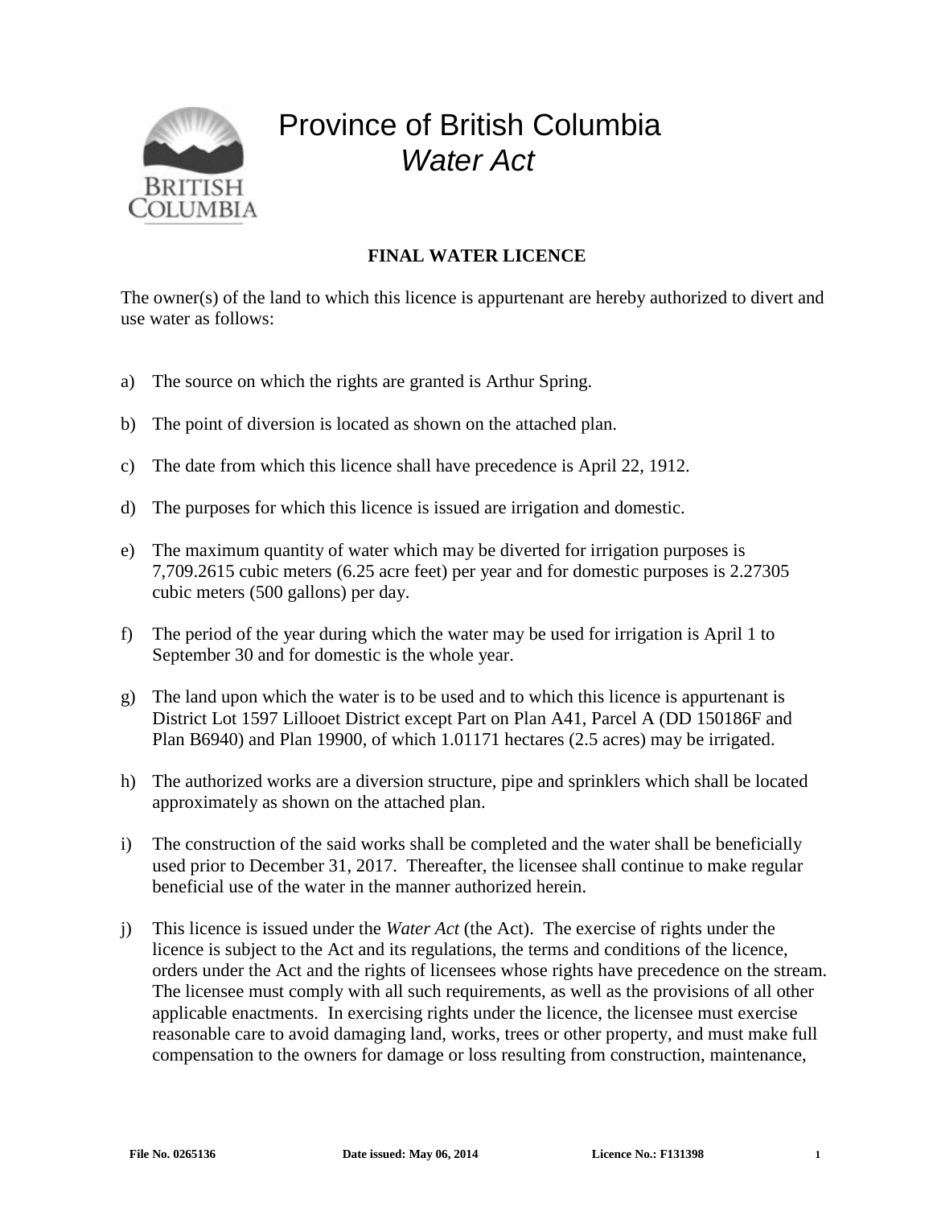# Province of British Columbia
## *Water Act*

**FINAL WATER LICENCE**

The owner(s) of the land to which this licence is appurtenant are hereby authorized to divert and use water as follows:

a) The source on which the rights are granted is Arthur Spring.

b) The point of diversion is located as shown on the attached plan.

c) The date from which this licence shall have precedence is April 22, 1912.

d) The purposes for which this licence is issued are irrigation and domestic.

e) The maximum quantity of water which may be diverted for irrigation purposes is 7,709.2615 cubic meters (6.25 acre feet) per year and for domestic purposes is 2.27305 cubic meters (500 gallons) per day.

f) The period of the year during which the water may be used for irrigation is April 1 to September 30 and for domestic is the whole year.

g) The land upon which the water is to be used and to which this licence is appurtenant is District Lot 1597 Lillooet District except Part on Plan A41, Parcel A (DD 150186F and Plan B6940) and Plan 19900, of which 1.01171 hectares (2.5 acres) may be irrigated.

h) The authorized works are a diversion structure, pipe and sprinklers which shall be located approximately as shown on the attached plan.

i) The construction of the said works shall be completed and the water shall be beneficially used prior to December 31, 2017. Thereafter, the licensee shall continue to make regular beneficial use of the water in the manner authorized herein.

j) This licence is issued under the *Water Act* (the Act). The exercise of rights under the licence is subject to the Act and its regulations, the terms and conditions of the licence, orders under the Act and the rights of licensees whose rights have precedence on the stream. The licensee must comply with all such requirements, as well as the provisions of all other applicable enactments. In exercising rights under the licence, the licensee must exercise reasonable care to avoid damaging land, works, trees or other property, and must make full compensation to the owners for damage or loss resulting from construction, maintenance,

**File No. 0265136** **Date issued: May 06, 2014** **Licence No.: F131398**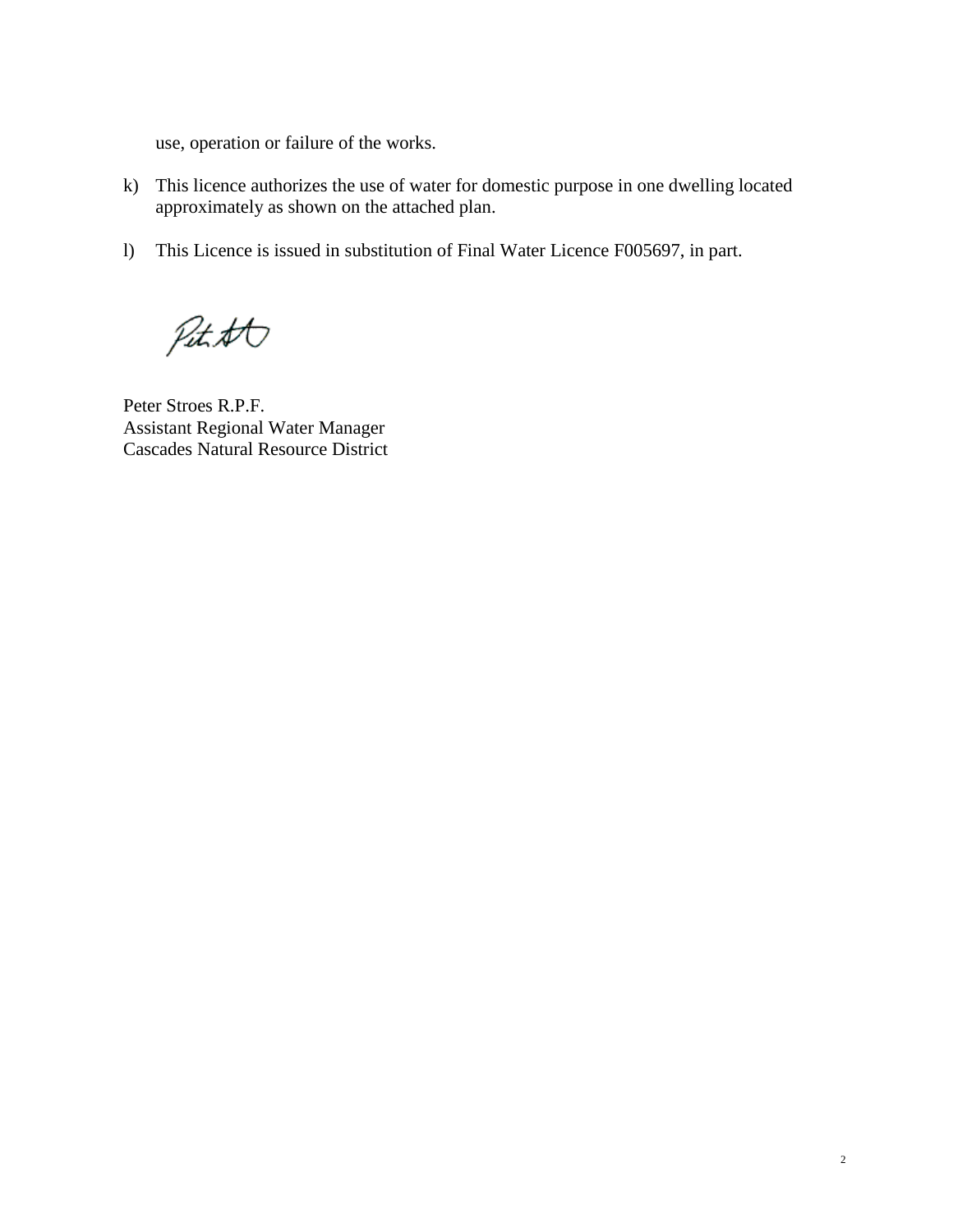use, operation or failure of the works.

k) This licence authorizes the use of water for domestic purpose in one dwelling located approximately as shown on the attached plan.

l) This Licence is issued in substitution of Final Water Licence F005697, in part.

Peter Stroes R.P.F.  
Assistant Regional Water Manager  
Cascades Natural Resource District